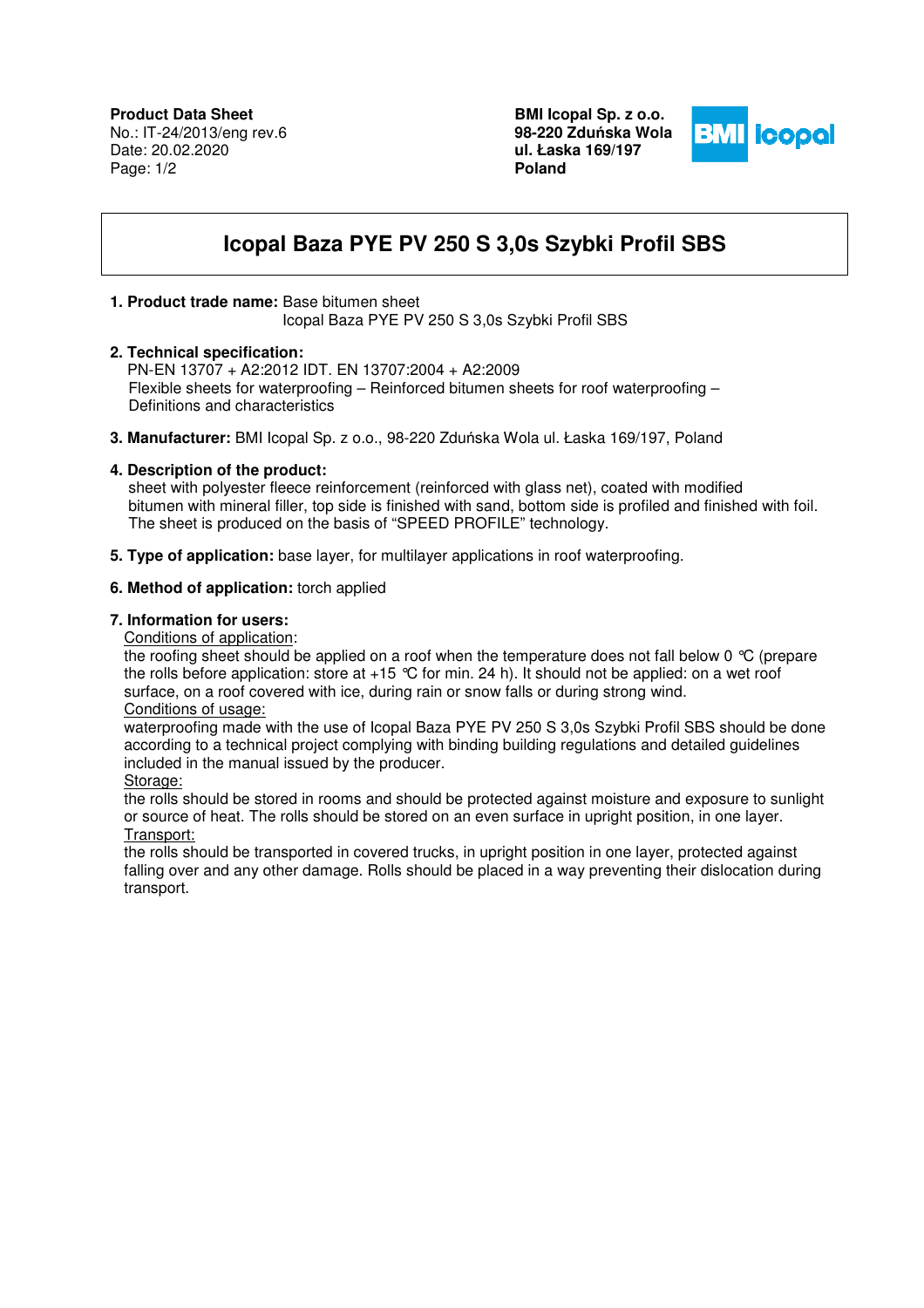**Product Data Sheet**
No.: IT-24/2013/eng rev.6
Date: 20.02.2020

**BMI Icopal Sp. z o.o.**
**98-220 Zduńska Wola**
**ul. Łaska 169/197**
**Poland**

# Icopal Baza PYE PV 250 S 3,0s Szybki Profil SBS

**1. Product trade name:** Base bitumen sheet
Icopal Baza PYE PV 250 S 3,0s Szybki Profil SBS

**2. Technical specification:**
PN-EN 13707 + A2:2012 IDT. EN 13707:2004 + A2:2009
Flexible sheets for waterproofing – Reinforced bitumen sheets for roof waterproofing – Definitions and characteristics

**3. Manufacturer:** BMI Icopal Sp. z o.o., 98-220 Zduńska Wola ul. Łaska 169/197, Poland

**4. Description of the product:**
sheet with polyester fleece reinforcement (reinforced with glass net), coated with modified bitumen with mineral filler, top side is finished with sand, bottom side is profiled and finished with foil. The sheet is produced on the basis of "SPEED PROFILE" technology.

**5. Type of application:** base layer, for multilayer applications in roof waterproofing.

**6. Method of application:** torch applied

**7. Information for users:**

Conditions of application:
the roofing sheet should be applied on a roof when the temperature does not fall below 0 °C (prepare the rolls before application: store at +15 °C for min. 24 h). It should not be applied: on a wet roof surface, on a roof covered with ice, during rain or snow falls or during strong wind.

Conditions of usage:
waterproofing made with the use of Icopal Baza PYE PV 250 S 3,0s Szybki Profil SBS should be done according to a technical project complying with binding building regulations and detailed guidelines included in the manual issued by the producer.

Storage:
the rolls should be stored in rooms and should be protected against moisture and exposure to sunlight or source of heat. The rolls should be stored on an even surface in upright position, in one layer.

Transport:
the rolls should be transported in covered trucks, in upright position in one layer, protected against falling over and any other damage. Rolls should be placed in a way preventing their dislocation during transport.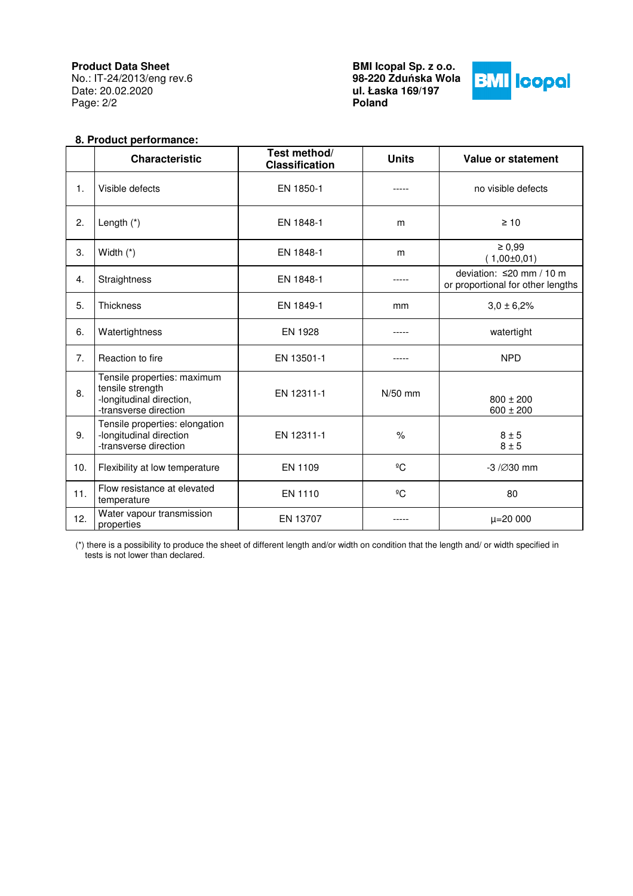**Product Data Sheet**
No.: IT-24/2013/eng rev.6
Date: 20.02.2020
Page: 2/2

**BMI Icopal Sp. z o.o.**
**98-220 Zduńska Wola**
**ul. Łaska 169/197**
**Poland**

## 8. Product performance:

| | Characteristic | Test method/ Classification | Units | Value or statement |
|---|---|---|---|---|
| 1. | Visible defects | EN 1850-1 | ----- | no visible defects |
| 2. | Length (*) | EN 1848-1 | m | ≥ 10 |
| 3. | Width (*) | EN 1848-1 | m | ≥ 0,99 ( 1,00±0,01) |
| 4. | Straightness | EN 1848-1 | ----- | deviation: ≤20 mm / 10 m or proportional for other lengths |
| 5. | Thickness | EN 1849-1 | mm | 3,0 ± 6,2% |
| 6. | Watertightness | EN 1928 | ----- | watertight |
| 7. | Reaction to fire | EN 13501-1 | ----- | NPD |
| 8. | Tensile properties: maximum tensile strength -longitudinal direction, -transverse direction | EN 12311-1 | N/50 mm | 800 ± 200 600 ± 200 |
| 9. | Tensile properties: elongation -longitudinal direction -transverse direction | EN 12311-1 | % | 8 ± 5 8 ± 5 |
| 10. | Flexibility at low temperature | EN 1109 | ºC | -3 /∅30 mm |
| 11. | Flow resistance at elevated temperature | EN 1110 | ºC | 80 |
| 12. | Water vapour transmission properties | EN 13707 | ----- | μ=20 000 |

(*) there is a possibility to produce the sheet of different length and/or width on condition that the length and/ or width specified in tests is not lower than declared.